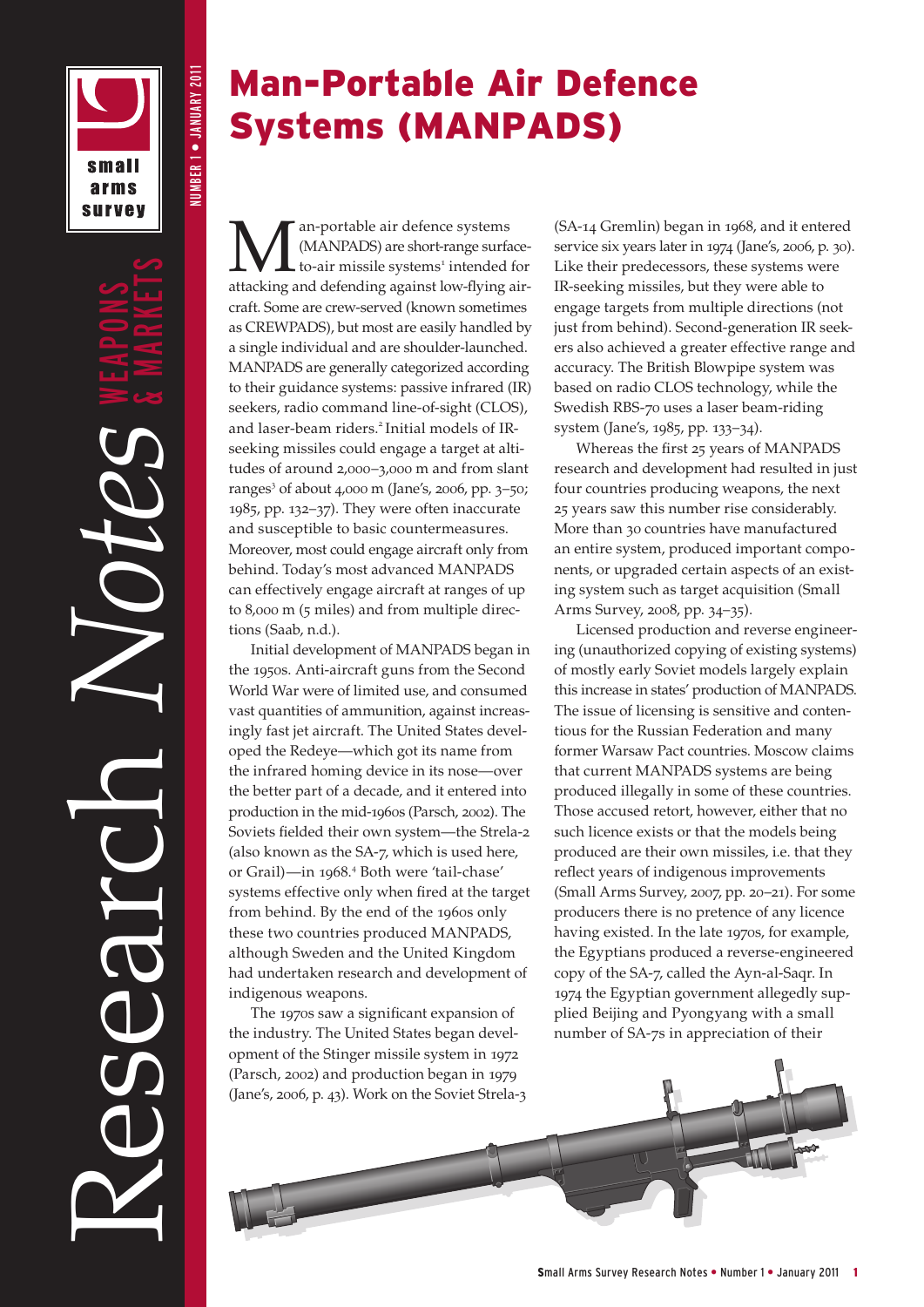# Man-Portable Air Defence Systems (MANPADS)

Man-portable air defence systems (MANPADS) are short-range surface-to-air missile systems[1] intended for attacking and defending against low-flying aircraft. Some are crew-served (known sometimes as CREWPADS), but most are easily handled by a single individual and are shoulder-launched. MANPADS are generally categorized according to their guidance systems: passive infrared (IR) seekers, radio command line-of-sight (CLOS), and laser-beam riders.[2] Initial models of IR-seeking missiles could engage a target at altitudes of around 2,000–3,000 m and from slant ranges[3] of about 4,000 m (Jane's, 2006, pp. 3–50; 1985, pp. 132–37). They were often inaccurate and susceptible to basic countermeasures. Moreover, most could engage aircraft only from behind. Today's most advanced MANPADS can effectively engage aircraft at ranges of up to 8,000 m (5 miles) and from multiple directions (Saab, n.d.).

Initial development of MANPADS began in the 1950s. Anti-aircraft guns from the Second World War were of limited use, and consumed vast quantities of ammunition, against increasingly fast jet aircraft. The United States developed the Redeye—which got its name from the infrared homing device in its nose—over the better part of a decade, and it entered into production in the mid-1960s (Parsch, 2002). The Soviets fielded their own system—the Strela-2 (also known as the SA-7, which is used here, or Grail)—in 1968.[4] Both were 'tail-chase' systems effective only when fired at the target from behind. By the end of the 1960s only these two countries produced MANPADS, although Sweden and the United Kingdom had undertaken research and development of indigenous weapons.

The 1970s saw a significant expansion of the industry. The United States began development of the Stinger missile system in 1972 (Parsch, 2002) and production began in 1979 (Jane's, 2006, p. 43). Work on the Soviet Strela-3 (SA-14 Gremlin) began in 1968, and it entered service six years later in 1974 (Jane's, 2006, p. 30). Like their predecessors, these systems were IR-seeking missiles, but they were able to engage targets from multiple directions (not just from behind). Second-generation IR seekers also achieved a greater effective range and accuracy. The British Blowpipe system was based on radio CLOS technology, while the Swedish RBS-70 uses a laser beam-riding system (Jane's, 1985, pp. 133–34).

Whereas the first 25 years of MANPADS research and development had resulted in just four countries producing weapons, the next 25 years saw this number rise considerably. More than 30 countries have manufactured an entire system, produced important components, or upgraded certain aspects of an existing system such as target acquisition (Small Arms Survey, 2008, pp. 34–35).

Licensed production and reverse engineering (unauthorized copying of existing systems) of mostly early Soviet models largely explain this increase in states' production of MANPADS. The issue of licensing is sensitive and contentious for the Russian Federation and many former Warsaw Pact countries. Moscow claims that current MANPADS systems are being produced illegally in some of these countries. Those accused retort, however, either that no such licence exists or that the models being produced are their own missiles, i.e. that they reflect years of indigenous improvements (Small Arms Survey, 2007, pp. 20–21). For some producers there is no pretence of any licence having existed. In the late 1970s, for example, the Egyptians produced a reverse-engineered copy of the SA-7, called the Ayn-al-Saqr. In 1974 the Egyptian government allegedly supplied Beijing and Pyongyang with a small number of SA-7s in appreciation of their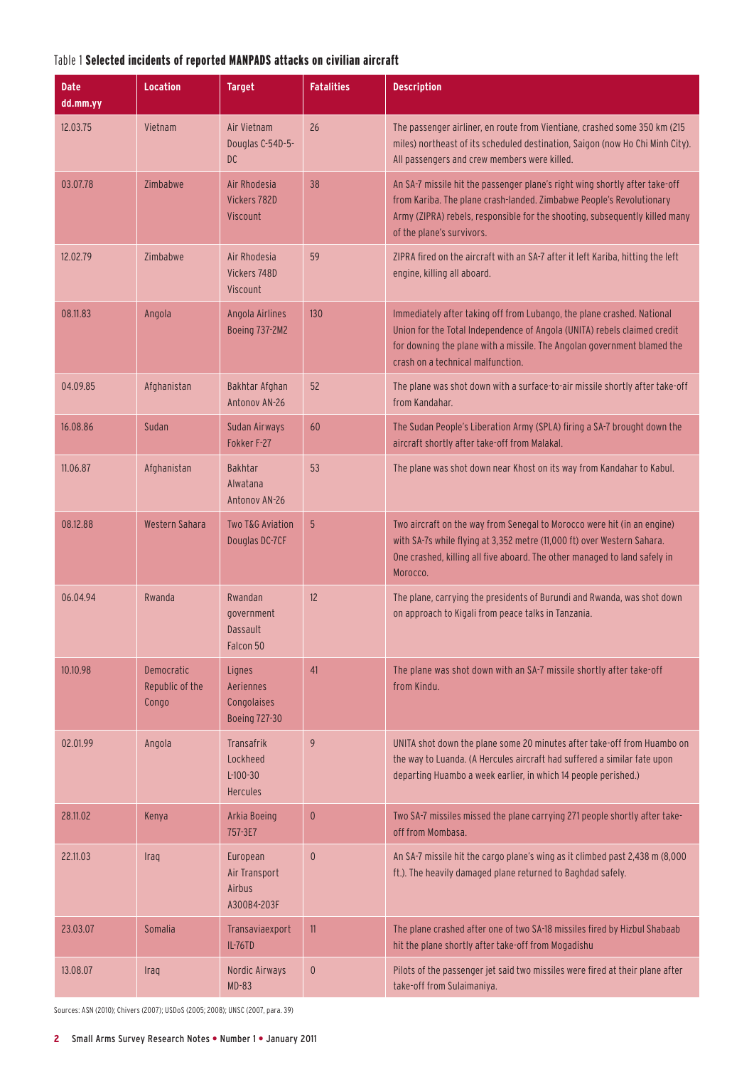Table 1 **Selected incidents of reported MANPADS attacks on civilian aircraft**

| Date dd.mm.yy | Location | Target | Fatalities | Description |
|---|---|---|---|---|
| 12.03.75 | Vietnam | Air Vietnam Douglas C-54D-5-DC | 26 | The passenger airliner, en route from Vientiane, crashed some 350 km (215 miles) northeast of its scheduled destination, Saigon (now Ho Chi Minh City). All passengers and crew members were killed. |
| 03.07.78 | Zimbabwe | Air Rhodesia Vickers 782D Viscount | 38 | An SA-7 missile hit the passenger plane's right wing shortly after take-off from Kariba. The plane crash-landed. Zimbabwe People's Revolutionary Army (ZIPRA) rebels, responsible for the shooting, subsequently killed many of the plane's survivors. |
| 12.02.79 | Zimbabwe | Air Rhodesia Vickers 748D Viscount | 59 | ZIPRA fired on the aircraft with an SA-7 after it left Kariba, hitting the left engine, killing all aboard. |
| 08.11.83 | Angola | Angola Airlines Boeing 737-2M2 | 130 | Immediately after taking off from Lubango, the plane crashed. National Union for the Total Independence of Angola (UNITA) rebels claimed credit for downing the plane with a missile. The Angolan government blamed the crash on a technical malfunction. |
| 04.09.85 | Afghanistan | Bakhtar Afghan Antonov AN-26 | 52 | The plane was shot down with a surface-to-air missile shortly after take-off from Kandahar. |
| 16.08.86 | Sudan | Sudan Airways Fokker F-27 | 60 | The Sudan People's Liberation Army (SPLA) firing a SA-7 brought down the aircraft shortly after take-off from Malakal. |
| 11.06.87 | Afghanistan | Bakhtar Alwatana Antonov AN-26 | 53 | The plane was shot down near Khost on its way from Kandahar to Kabul. |
| 08.12.88 | Western Sahara | Two T&G Aviation Douglas DC-7CF | 5 | Two aircraft on the way from Senegal to Morocco were hit (in an engine) with SA-7s while flying at 3,352 metre (11,000 ft) over Western Sahara. One crashed, killing all five aboard. The other managed to land safely in Morocco. |
| 06.04.94 | Rwanda | Rwandan government Dassault Falcon 50 | 12 | The plane, carrying the presidents of Burundi and Rwanda, was shot down on approach to Kigali from peace talks in Tanzania. |
| 10.10.98 | Democratic Republic of the Congo | Lignes Aeriennes Congolaises Boeing 727-30 | 41 | The plane was shot down with an SA-7 missile shortly after take-off from Kindu. |
| 02.01.99 | Angola | Transafrik Lockheed L-100-30 Hercules | 9 | UNITA shot down the plane some 20 minutes after take-off from Huambo on the way to Luanda. (A Hercules aircraft had suffered a similar fate upon departing Huambo a week earlier, in which 14 people perished.) |
| 28.11.02 | Kenya | Arkia Boeing 757-3E7 | 0 | Two SA-7 missiles missed the plane carrying 271 people shortly after take-off from Mombasa. |
| 22.11.03 | Iraq | European Air Transport Airbus A300B4-203F | 0 | An SA-7 missile hit the cargo plane's wing as it climbed past 2,438 m (8,000 ft.). The heavily damaged plane returned to Baghdad safely. |
| 23.03.07 | Somalia | Transaviaexport IL-76TD | 11 | The plane crashed after one of two SA-18 missiles fired by Hizbul Shabaab hit the plane shortly after take-off from Mogadishu |
| 13.08.07 | Iraq | Nordic Airways MD-83 | 0 | Pilots of the passenger jet said two missiles were fired at their plane after take-off from Sulaimaniya. |

Sources: ASN (2010); Chivers (2007); USDoS (2005; 2008); UNSC (2007, para. 39)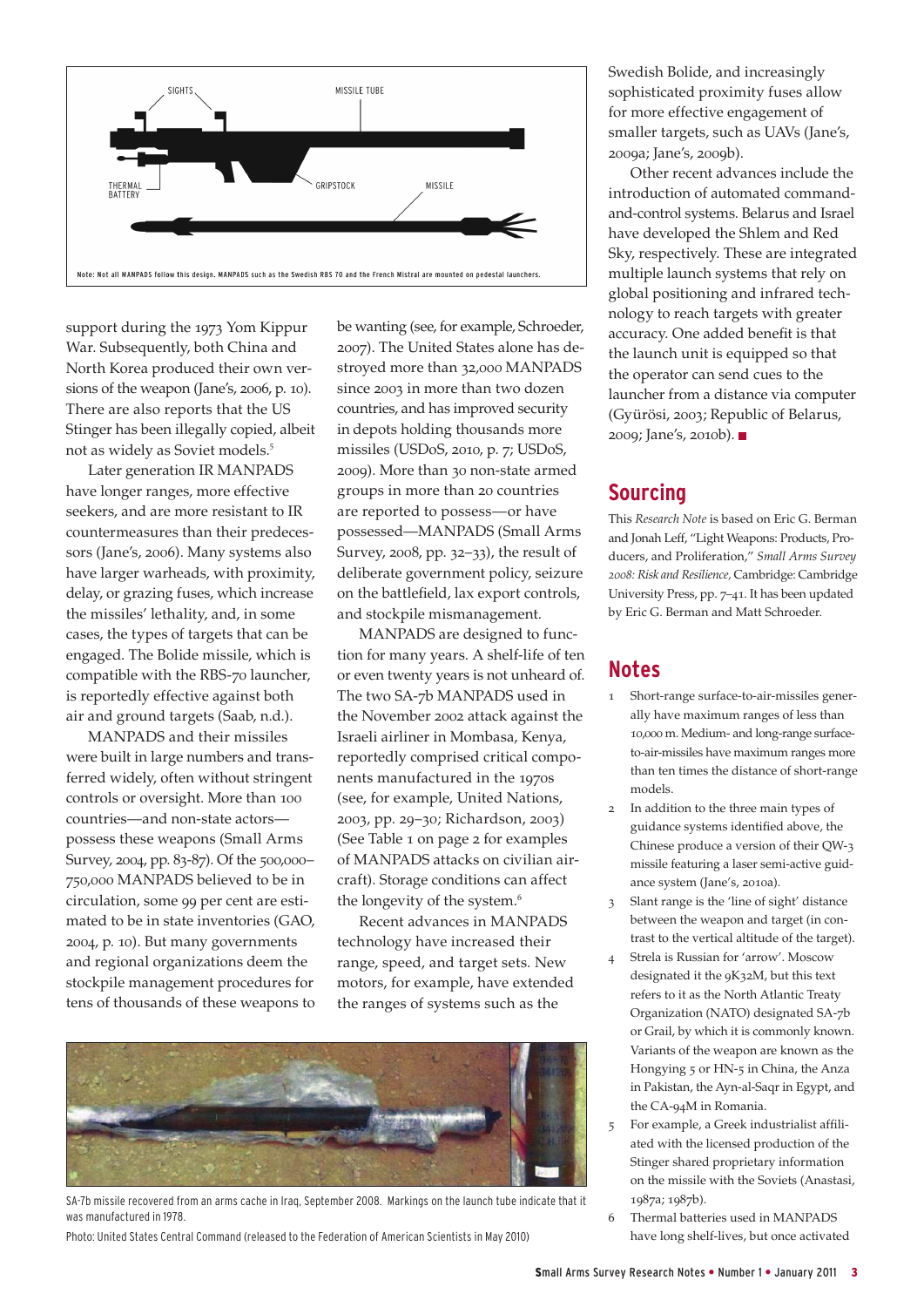SIGHTS

MISSILE TUBE

THERMAL BATTERY

GRIPSTOCK

MISSILE

Note: Not all MANPADS follow this design. MANPADS such as the Swedish RBS 70 and the French Mistral are mounted on pedestal launchers.

support during the 1973 Yom Kippur War. Subsequently, both China and North Korea produced their own versions of the weapon (Jane's, 2006, p. 10). There are also reports that the US Stinger has been illegally copied, albeit not as widely as Soviet models.[5]

Later generation IR MANPADS have longer ranges, more effective seekers, and are more resistant to IR countermeasures than their predecessors (Jane's, 2006). Many systems also have larger warheads, with proximity, delay, or grazing fuses, which increase the missiles' lethality, and, in some cases, the types of targets that can be engaged. The Bolide missile, which is compatible with the RBS-70 launcher, is reportedly effective against both air and ground targets (Saab, n.d.).

MANPADS and their missiles were built in large numbers and transferred widely, often without stringent controls or oversight. More than 100 countries—and non-state actors—possess these weapons (Small Arms Survey, 2004, pp. 83-87). Of the 500,000–750,000 MANPADS believed to be in circulation, some 99 per cent are estimated to be in state inventories (GAO, 2004, p. 10). But many governments and regional organizations deem the stockpile management procedures for tens of thousands of these weapons to be wanting (see, for example, Schroeder, 2007). The United States alone has destroyed more than 32,000 MANPADS since 2003 in more than two dozen countries, and has improved security in depots holding thousands more missiles (USDoS, 2010, p. 7; USDoS, 2009). More than 30 non-state armed groups in more than 20 countries are reported to possess—or have possessed—MANPADS (Small Arms Survey, 2008, pp. 32–33), the result of deliberate government policy, seizure on the battlefield, lax export controls, and stockpile mismanagement.

MANPADS are designed to function for many years. A shelf-life of ten or even twenty years is not unheard of. The two SA-7b MANPADS used in the November 2002 attack against the Israeli airliner in Mombasa, Kenya, reportedly comprised critical components manufactured in the 1970s (see, for example, United Nations, 2003, pp. 29–30; Richardson, 2003) (See Table 1 on page 2 for examples of MANPADS attacks on civilian aircraft). Storage conditions can affect the longevity of the system.[6]

Recent advances in MANPADS technology have increased their range, speed, and target sets. New motors, for example, have extended the ranges of systems such as the Swedish Bolide, and increasingly sophisticated proximity fuses allow for more effective engagement of smaller targets, such as UAVs (Jane's, 2009a; Jane's, 2009b).

Other recent advances include the introduction of automated command-and-control systems. Belarus and Israel have developed the Shlem and Red Sky, respectively. These are integrated multiple launch systems that rely on global positioning and infrared technology to reach targets with greater accuracy. One added benefit is that the launch unit is equipped so that the operator can send cues to the launcher from a distance via computer (Gyürösi, 2003; Republic of Belarus, 2009; Jane's, 2010b). ■

SA-7b missile recovered from an arms cache in Iraq, September 2008. Markings on the launch tube indicate that it was manufactured in 1978.

Photo: United States Central Command (released to the Federation of American Scientists in May 2010)

## Sourcing

This *Research Note* is based on Eric G. Berman and Jonah Leff, "Light Weapons: Products, Producers, and Proliferation," *Small Arms Survey 2008: Risk and Resilience*, Cambridge: Cambridge University Press, pp. 7–41. It has been updated by Eric G. Berman and Matt Schroeder.

## Notes

1. Short-range surface-to-air-missiles generally have maximum ranges of less than 10,000 m. Medium- and long-range surface-to-air-missiles have maximum ranges more than ten times the distance of short-range models.
2. In addition to the three main types of guidance systems identified above, the Chinese produce a version of their QW-3 missile featuring a laser semi-active guidance system (Jane's, 2010a).
3. Slant range is the 'line of sight' distance between the weapon and target (in contrast to the vertical altitude of the target).
4. Strela is Russian for 'arrow'. Moscow designated it the 9K32M, but this text refers to it as the North Atlantic Treaty Organization (NATO) designated SA-7b or Grail, by which it is commonly known. Variants of the weapon are known as the Hongying 5 or HN-5 in China, the Anza in Pakistan, the Ayn-al-Saqr in Egypt, and the CA-94M in Romania.
5. For example, a Greek industrialist affiliated with the licensed production of the Stinger shared proprietary information on the missile with the Soviets (Anastasi, 1987a; 1987b).
6. Thermal batteries used in MANPADS have long shelf-lives, but once activated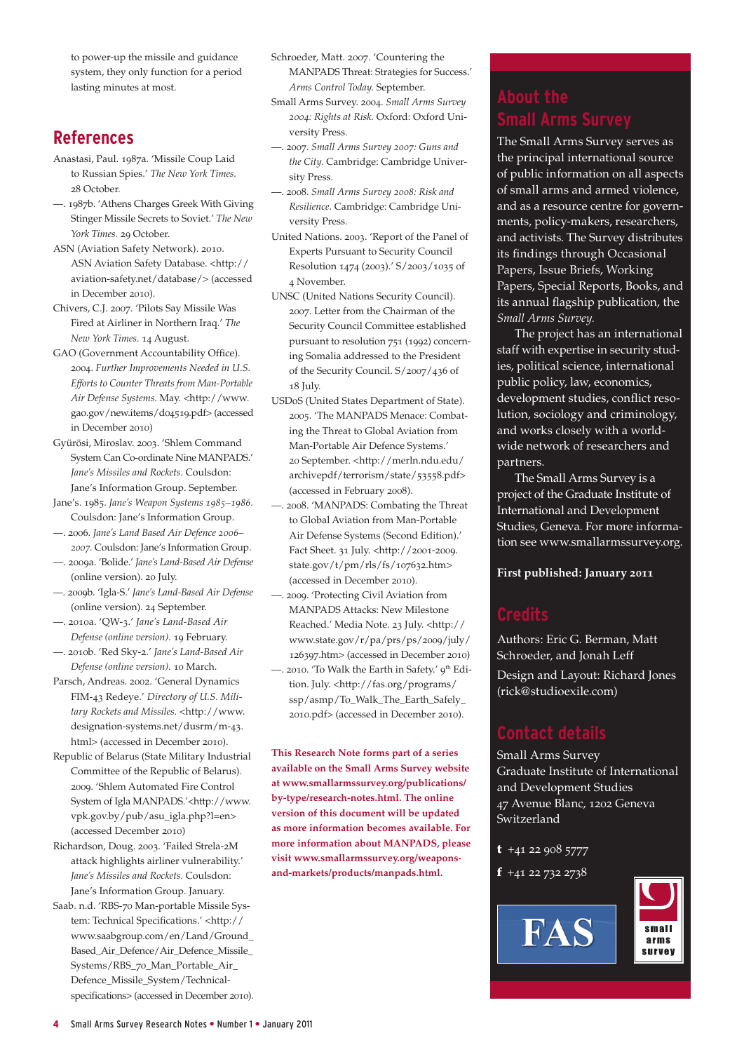to power-up the missile and guidance system, they only function for a period lasting minutes at most.

## References

Anastasi, Paul. 1987a. 'Missile Coup Laid to Russian Spies.' *The New York Times.* 28 October.

—. 1987b. 'Athens Charges Greek With Giving Stinger Missile Secrets to Soviet.' *The New York Times.* 29 October.

ASN (Aviation Safety Network). 2010. ASN Aviation Safety Database. <http://aviation-safety.net/database/> (accessed in December 2010).

Chivers, C.J. 2007. 'Pilots Say Missile Was Fired at Airliner in Northern Iraq.' *The New York Times.* 14 August.

GAO (Government Accountability Office). 2004. *Further Improvements Needed in U.S. Efforts to Counter Threats from Man-Portable Air Defense Systems.* May. <http://www.gao.gov/new.items/d04519.pdf> (accessed in December 2010)

Gyürösi, Miroslav. 2003. 'Shlem Command System Can Co-ordinate Nine MANPADS.' *Jane's Missiles and Rockets.* Coulsdon: Jane's Information Group. September.

Jane's. 1985. *Jane's Weapon Systems 1985–1986.* Coulsdon: Jane's Information Group.

—. 2006. *Jane's Land Based Air Defence 2006–2007.* Coulsdon: Jane's Information Group.

—. 2009a. 'Bolide.' *Jane's Land-Based Air Defense* (online version). 20 July.

—. 2009b. 'Igla-S.' *Jane's Land-Based Air Defense* (online version). 24 September.

—. 2010a. 'QW-3.' *Jane's Land-Based Air Defense (online version).* 19 February.

—. 2010b. 'Red Sky-2.' *Jane's Land-Based Air Defense (online version).* 10 March.

Parsch, Andreas. 2002. 'General Dynamics FIM-43 Redeye.' *Directory of U.S. Military Rockets and Missiles.* <http://www.designation-systems.net/dusrm/m-43.html> (accessed in December 2010).

Republic of Belarus (State Military Industrial Committee of the Republic of Belarus). 2009. 'Shlem Automated Fire Control System of Igla MANPADS.'<http://www.vpk.gov.by/pub/asu_igla.php?l=en> (accessed December 2010)

Richardson, Doug. 2003. 'Failed Strela-2M attack highlights airliner vulnerability.' *Jane's Missiles and Rockets.* Coulsdon: Jane's Information Group. January.

Saab. n.d. 'RBS-70 Man-portable Missile System: Technical Specifications.' <http://www.saabgroup.com/en/Land/Ground_Based_Air_Defence/Air_Defence_Missile_Systems/RBS_70_Man_Portable_Air_Defence_Missile_System/Technical-specifications> (accessed in December 2010).

Schroeder, Matt. 2007. 'Countering the MANPADS Threat: Strategies for Success.' *Arms Control Today.* September.

Small Arms Survey. 2004. *Small Arms Survey 2004: Rights at Risk.* Oxford: Oxford University Press.

—. 2007. *Small Arms Survey 2007: Guns and the City.* Cambridge: Cambridge University Press.

—. 2008. *Small Arms Survey 2008: Risk and Resilience.* Cambridge: Cambridge University Press.

United Nations. 2003. 'Report of the Panel of Experts Pursuant to Security Council Resolution 1474 (2003).' S/2003/1035 of 4 November.

UNSC (United Nations Security Council). 2007. Letter from the Chairman of the Security Council Committee established pursuant to resolution 751 (1992) concerning Somalia addressed to the President of the Security Council. S/2007/436 of 18 July.

USDoS (United States Department of State). 2005. 'The MANPADS Menace: Combating the Threat to Global Aviation from Man-Portable Air Defence Systems.' 20 September. <http://merln.ndu.edu/archivepdf/terrorism/state/53558.pdf> (accessed in February 2008).

—. 2008. 'MANPADS: Combating the Threat to Global Aviation from Man-Portable Air Defense Systems (Second Edition).' Fact Sheet. 31 July. <http://2001-2009.state.gov/t/pm/rls/fs/107632.htm> (accessed in December 2010).

—. 2009. 'Protecting Civil Aviation from MANPADS Attacks: New Milestone Reached.' Media Note. 23 July. <http://www.state.gov/r/pa/prs/ps/2009/july/126397.htm> (accessed in December 2010)

—. 2010. 'To Walk the Earth in Safety.' 9th Edition. July. <http://fas.org/programs/ssp/asmp/To_Walk_The_Earth_Safely_2010.pdf> (accessed in December 2010).

**This Research Note forms part of a series available on the Small Arms Survey website at www.smallarmssurvey.org/publications/by-type/research-notes.html. The online version of this document will be updated as more information becomes available. For more information about MANPADS, please visit www.smallarmssurvey.org/weapons-and-markets/products/manpads.html.**

## About the Small Arms Survey

The Small Arms Survey serves as the principal international source of public information on all aspects of small arms and armed violence, and as a resource centre for governments, policy-makers, researchers, and activists. The Survey distributes its findings through Occasional Papers, Issue Briefs, Working Papers, Special Reports, Books, and its annual flagship publication, the *Small Arms Survey.*

The project has an international staff with expertise in security studies, political science, international public policy, law, economics, development studies, conflict resolution, sociology and criminology, and works closely with a worldwide network of researchers and partners.

The Small Arms Survey is a project of the Graduate Institute of International and Development Studies, Geneva. For more information see www.smallarmssurvey.org.

**First published: January 2011**

## Credits

Authors: Eric G. Berman, Matt Schroeder, and Jonah Leff

Design and Layout: Richard Jones (rick@studioexile.com)

## Contact details

Small Arms Survey
Graduate Institute of International and Development Studies
47 Avenue Blanc, 1202 Geneva
Switzerland

**t** +41 22 908 5777

**f** +41 22 732 2738

FAS

small arms survey